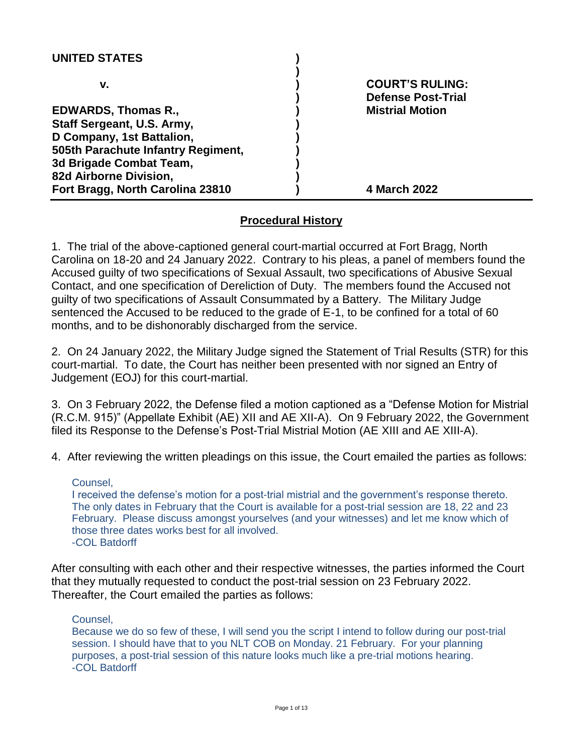| | | |
|---|---|---|
| **UNITED STATES** | **)** | |
| | **)** | |
| **v.** | **)** | **COURT'S RULING:** |
| | **)** | **Defense Post-Trial** |
| **EDWARDS, Thomas R.,** | **)** | **Mistrial Motion** |
| **Staff Sergeant, U.S. Army,** | **)** | |
| **D Company, 1st Battalion,** | **)** | |
| **505th Parachute Infantry Regiment,** | **)** | |
| **3d Brigade Combat Team,** | **)** | |
| **82d Airborne Division,** | **)** | |
| **Fort Bragg, North Carolina 23810** | **)** | **4 March 2022** |

## Procedural History

1. The trial of the above-captioned general court-martial occurred at Fort Bragg, North Carolina on 18-20 and 24 January 2022. Contrary to his pleas, a panel of members found the Accused guilty of two specifications of Sexual Assault, two specifications of Abusive Sexual Contact, and one specification of Dereliction of Duty. The members found the Accused not guilty of two specifications of Assault Consummated by a Battery. The Military Judge sentenced the Accused to be reduced to the grade of E-1, to be confined for a total of 60 months, and to be dishonorably discharged from the service.

2. On 24 January 2022, the Military Judge signed the Statement of Trial Results (STR) for this court-martial. To date, the Court has neither been presented with nor signed an Entry of Judgement (EOJ) for this court-martial.

3. On 3 February 2022, the Defense filed a motion captioned as a "Defense Motion for Mistrial (R.C.M. 915)" (Appellate Exhibit (AE) XII and AE XII-A). On 9 February 2022, the Government filed its Response to the Defense's Post-Trial Mistrial Motion (AE XIII and AE XIII-A).

4. After reviewing the written pleadings on this issue, the Court emailed the parties as follows:

> Counsel,
> I received the defense's motion for a post-trial mistrial and the government's response thereto. The only dates in February that the Court is available for a post-trial session are 18, 22 and 23 February. Please discuss amongst yourselves (and your witnesses) and let me know which of those three dates works best for all involved.
> -COL Batdorff

After consulting with each other and their respective witnesses, the parties informed the Court that they mutually requested to conduct the post-trial session on 23 February 2022. Thereafter, the Court emailed the parties as follows:

> Counsel,
> Because we do so few of these, I will send you the script I intend to follow during our post-trial session. I should have that to you NLT COB on Monday. 21 February. For your planning purposes, a post-trial session of this nature looks much like a pre-trial motions hearing.
> -COL Batdorff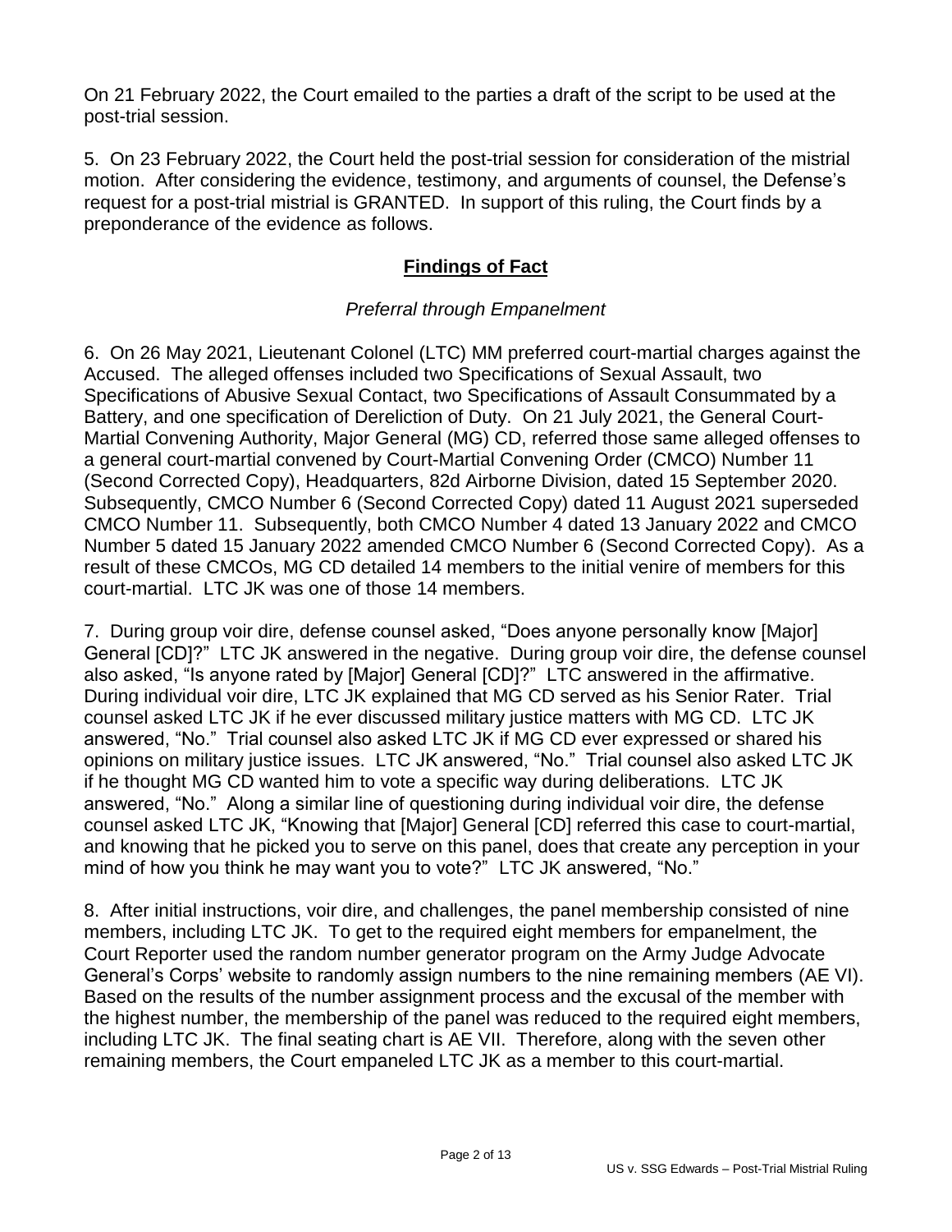On 21 February 2022, the Court emailed to the parties a draft of the script to be used at the post-trial session.

5. On 23 February 2022, the Court held the post-trial session for consideration of the mistrial motion. After considering the evidence, testimony, and arguments of counsel, the Defense's request for a post-trial mistrial is GRANTED. In support of this ruling, the Court finds by a preponderance of the evidence as follows.

## **Findings of Fact**

### *Preferral through Empanelment*

6. On 26 May 2021, Lieutenant Colonel (LTC) MM preferred court-martial charges against the Accused. The alleged offenses included two Specifications of Sexual Assault, two Specifications of Abusive Sexual Contact, two Specifications of Assault Consummated by a Battery, and one specification of Dereliction of Duty. On 21 July 2021, the General Court-Martial Convening Authority, Major General (MG) CD, referred those same alleged offenses to a general court-martial convened by Court-Martial Convening Order (CMCO) Number 11 (Second Corrected Copy), Headquarters, 82d Airborne Division, dated 15 September 2020. Subsequently, CMCO Number 6 (Second Corrected Copy) dated 11 August 2021 superseded CMCO Number 11. Subsequently, both CMCO Number 4 dated 13 January 2022 and CMCO Number 5 dated 15 January 2022 amended CMCO Number 6 (Second Corrected Copy). As a result of these CMCOs, MG CD detailed 14 members to the initial venire of members for this court-martial. LTC JK was one of those 14 members.

7. During group voir dire, defense counsel asked, "Does anyone personally know [Major] General [CD]?" LTC JK answered in the negative. During group voir dire, the defense counsel also asked, "Is anyone rated by [Major] General [CD]?" LTC answered in the affirmative. During individual voir dire, LTC JK explained that MG CD served as his Senior Rater. Trial counsel asked LTC JK if he ever discussed military justice matters with MG CD. LTC JK answered, "No." Trial counsel also asked LTC JK if MG CD ever expressed or shared his opinions on military justice issues. LTC JK answered, "No." Trial counsel also asked LTC JK if he thought MG CD wanted him to vote a specific way during deliberations. LTC JK answered, "No." Along a similar line of questioning during individual voir dire, the defense counsel asked LTC JK, "Knowing that [Major] General [CD] referred this case to court-martial, and knowing that he picked you to serve on this panel, does that create any perception in your mind of how you think he may want you to vote?" LTC JK answered, "No."

8. After initial instructions, voir dire, and challenges, the panel membership consisted of nine members, including LTC JK. To get to the required eight members for empanelment, the Court Reporter used the random number generator program on the Army Judge Advocate General's Corps' website to randomly assign numbers to the nine remaining members (AE VI). Based on the results of the number assignment process and the excusal of the member with the highest number, the membership of the panel was reduced to the required eight members, including LTC JK. The final seating chart is AE VII. Therefore, along with the seven other remaining members, the Court empaneled LTC JK as a member to this court-martial.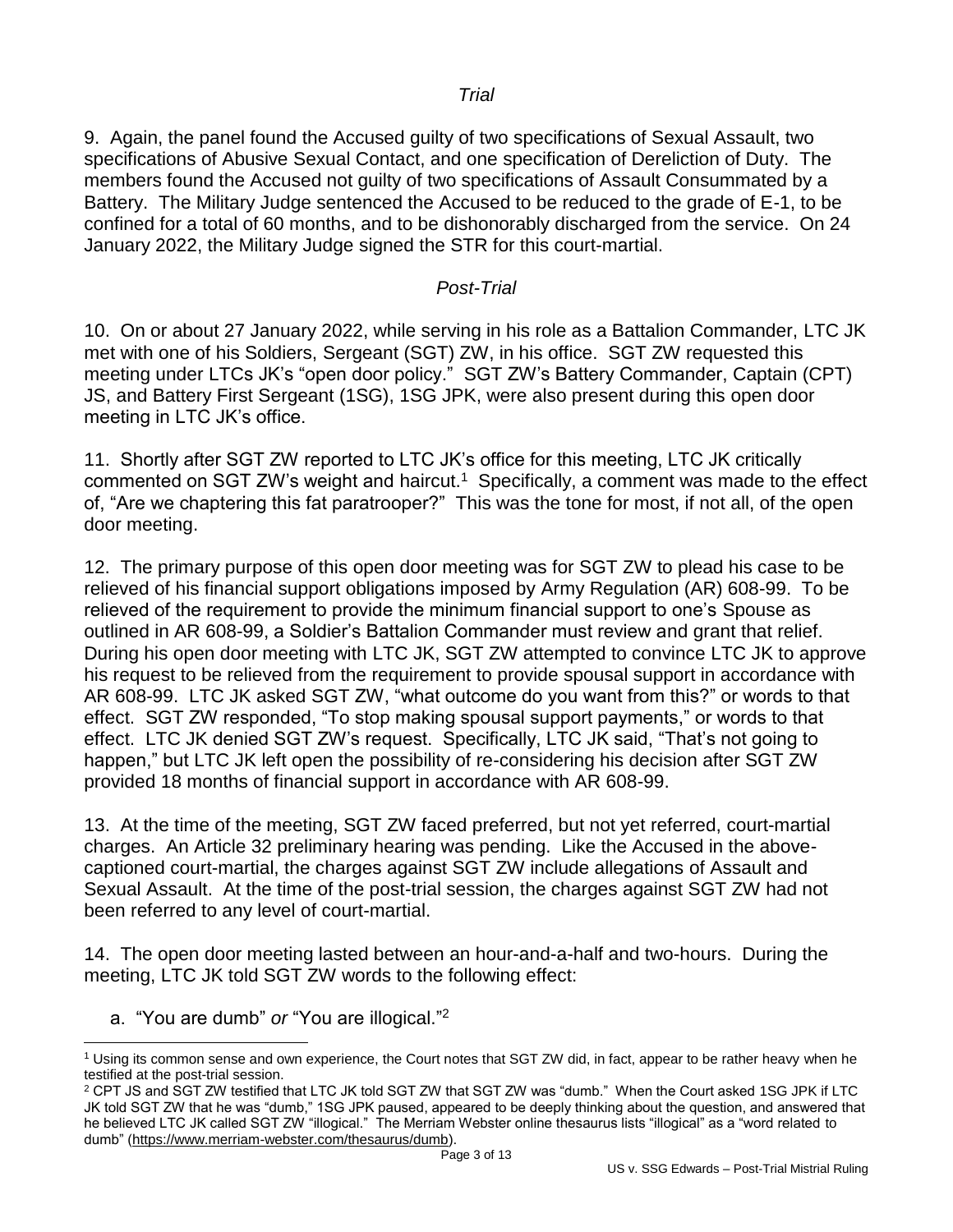*Trial*

9. Again, the panel found the Accused guilty of two specifications of Sexual Assault, two specifications of Abusive Sexual Contact, and one specification of Dereliction of Duty. The members found the Accused not guilty of two specifications of Assault Consummated by a Battery. The Military Judge sentenced the Accused to be reduced to the grade of E-1, to be confined for a total of 60 months, and to be dishonorably discharged from the service. On 24 January 2022, the Military Judge signed the STR for this court-martial.

*Post-Trial*

10. On or about 27 January 2022, while serving in his role as a Battalion Commander, LTC JK met with one of his Soldiers, Sergeant (SGT) ZW, in his office. SGT ZW requested this meeting under LTCs JK's "open door policy." SGT ZW's Battery Commander, Captain (CPT) JS, and Battery First Sergeant (1SG), 1SG JPK, were also present during this open door meeting in LTC JK's office.

11. Shortly after SGT ZW reported to LTC JK's office for this meeting, LTC JK critically commented on SGT ZW's weight and haircut.[1] Specifically, a comment was made to the effect of, "Are we chaptering this fat paratrooper?" This was the tone for most, if not all, of the open door meeting.

12. The primary purpose of this open door meeting was for SGT ZW to plead his case to be relieved of his financial support obligations imposed by Army Regulation (AR) 608-99. To be relieved of the requirement to provide the minimum financial support to one's Spouse as outlined in AR 608-99, a Soldier's Battalion Commander must review and grant that relief. During his open door meeting with LTC JK, SGT ZW attempted to convince LTC JK to approve his request to be relieved from the requirement to provide spousal support in accordance with AR 608-99. LTC JK asked SGT ZW, "what outcome do you want from this?" or words to that effect. SGT ZW responded, "To stop making spousal support payments," or words to that effect. LTC JK denied SGT ZW's request. Specifically, LTC JK said, "That's not going to happen," but LTC JK left open the possibility of re-considering his decision after SGT ZW provided 18 months of financial support in accordance with AR 608-99.

13. At the time of the meeting, SGT ZW faced preferred, but not yet referred, court-martial charges. An Article 32 preliminary hearing was pending. Like the Accused in the above-captioned court-martial, the charges against SGT ZW include allegations of Assault and Sexual Assault. At the time of the post-trial session, the charges against SGT ZW had not been referred to any level of court-martial.

14. The open door meeting lasted between an hour-and-a-half and two-hours. During the meeting, LTC JK told SGT ZW words to the following effect:

a. "You are dumb" *or* "You are illogical."[2]

---

[1] Using its common sense and own experience, the Court notes that SGT ZW did, in fact, appear to be rather heavy when he testified at the post-trial session.

[2] CPT JS and SGT ZW testified that LTC JK told SGT ZW that SGT ZW was "dumb." When the Court asked 1SG JPK if LTC JK told SGT ZW that he was "dumb," 1SG JPK paused, appeared to be deeply thinking about the question, and answered that he believed LTC JK called SGT ZW "illogical." The Merriam Webster online thesaurus lists "illogical" as a "word related to dumb" (https://www.merriam-webster.com/thesaurus/dumb).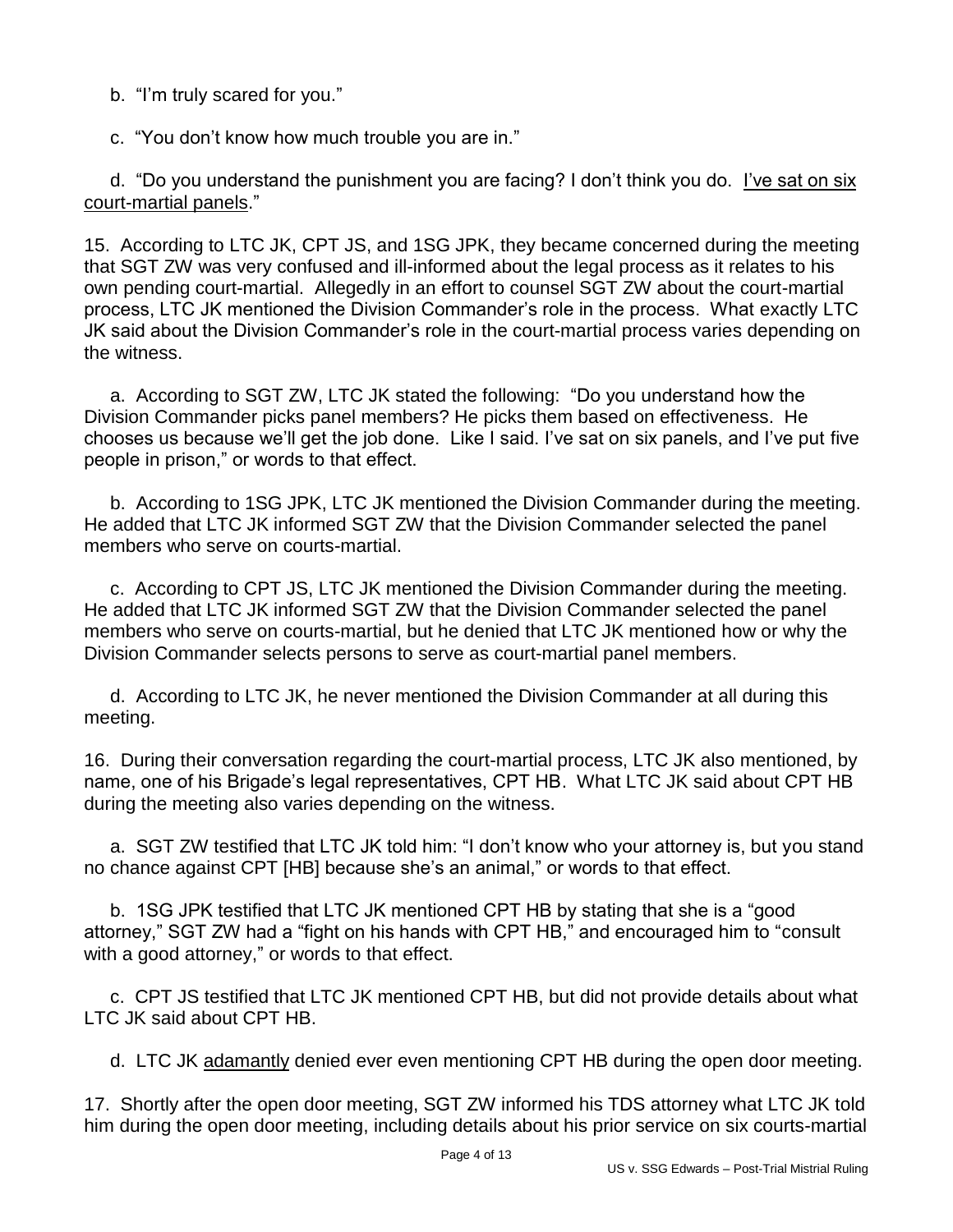b. “I’m truly scared for you.”

c. “You don’t know how much trouble you are in.”

d. “Do you understand the punishment you are facing? I don’t think you do. <u>I’ve sat on six court-martial panels</u>.”

15. According to LTC JK, CPT JS, and 1SG JPK, they became concerned during the meeting that SGT ZW was very confused and ill-informed about the legal process as it relates to his own pending court-martial. Allegedly in an effort to counsel SGT ZW about the court-martial process, LTC JK mentioned the Division Commander’s role in the process. What exactly LTC JK said about the Division Commander’s role in the court-martial process varies depending on the witness.

a. According to SGT ZW, LTC JK stated the following: “Do you understand how the Division Commander picks panel members? He picks them based on effectiveness. He chooses us because we’ll get the job done. Like I said. I’ve sat on six panels, and I’ve put five people in prison,” or words to that effect.

b. According to 1SG JPK, LTC JK mentioned the Division Commander during the meeting. He added that LTC JK informed SGT ZW that the Division Commander selected the panel members who serve on courts-martial.

c. According to CPT JS, LTC JK mentioned the Division Commander during the meeting. He added that LTC JK informed SGT ZW that the Division Commander selected the panel members who serve on courts-martial, but he denied that LTC JK mentioned how or why the Division Commander selects persons to serve as court-martial panel members.

d. According to LTC JK, he never mentioned the Division Commander at all during this meeting.

16. During their conversation regarding the court-martial process, LTC JK also mentioned, by name, one of his Brigade’s legal representatives, CPT HB. What LTC JK said about CPT HB during the meeting also varies depending on the witness.

a. SGT ZW testified that LTC JK told him: “I don’t know who your attorney is, but you stand no chance against CPT [HB] because she’s an animal,” or words to that effect.

b. 1SG JPK testified that LTC JK mentioned CPT HB by stating that she is a “good attorney,” SGT ZW had a “fight on his hands with CPT HB,” and encouraged him to “consult with a good attorney,” or words to that effect.

c. CPT JS testified that LTC JK mentioned CPT HB, but did not provide details about what LTC JK said about CPT HB.

d. LTC JK <u>adamantly</u> denied ever even mentioning CPT HB during the open door meeting.

17. Shortly after the open door meeting, SGT ZW informed his TDS attorney what LTC JK told him during the open door meeting, including details about his prior service on six courts-martial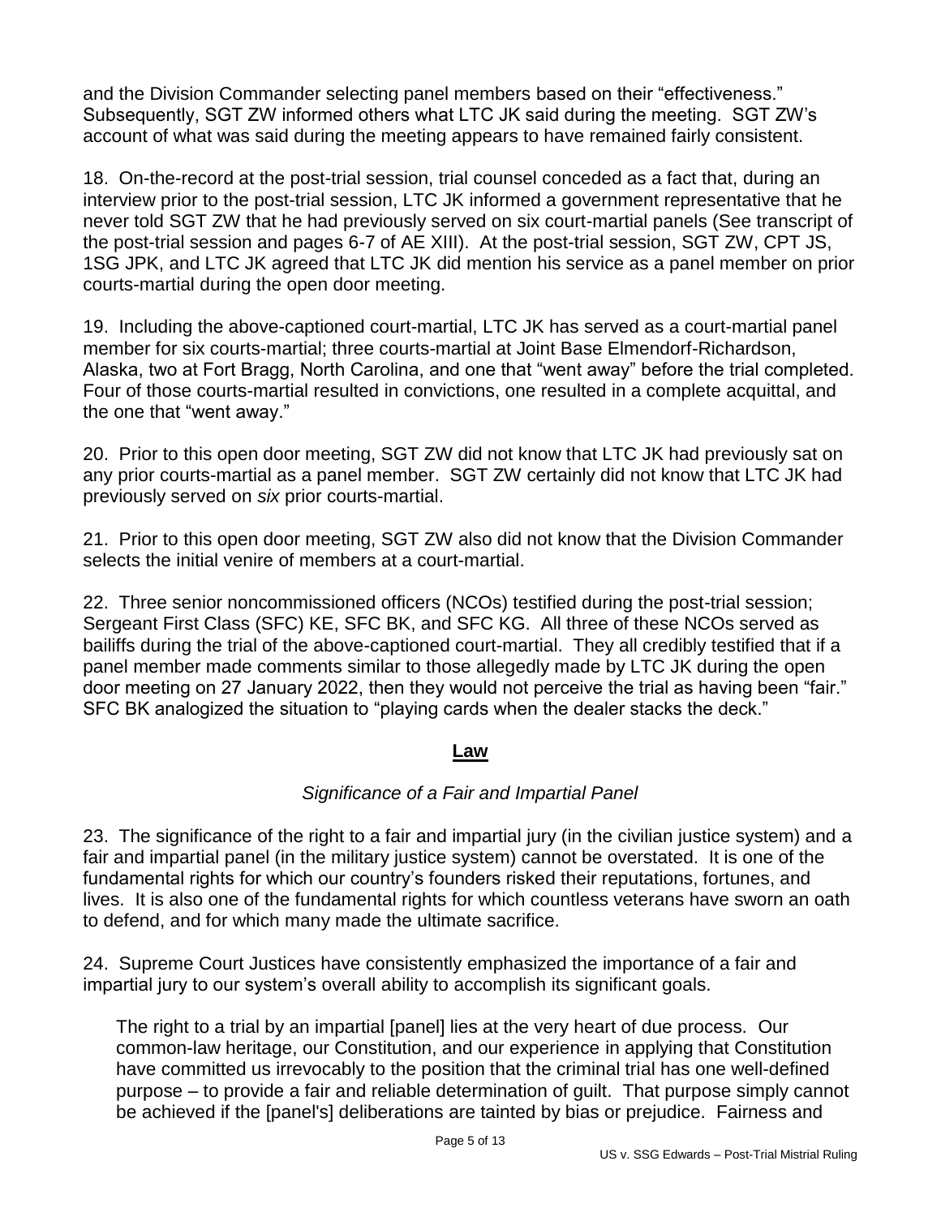and the Division Commander selecting panel members based on their "effectiveness." Subsequently, SGT ZW informed others what LTC JK said during the meeting. SGT ZW's account of what was said during the meeting appears to have remained fairly consistent.

18. On-the-record at the post-trial session, trial counsel conceded as a fact that, during an interview prior to the post-trial session, LTC JK informed a government representative that he never told SGT ZW that he had previously served on six court-martial panels (See transcript of the post-trial session and pages 6-7 of AE XIII). At the post-trial session, SGT ZW, CPT JS, 1SG JPK, and LTC JK agreed that LTC JK did mention his service as a panel member on prior courts-martial during the open door meeting.

19. Including the above-captioned court-martial, LTC JK has served as a court-martial panel member for six courts-martial; three courts-martial at Joint Base Elmendorf-Richardson, Alaska, two at Fort Bragg, North Carolina, and one that "went away" before the trial completed. Four of those courts-martial resulted in convictions, one resulted in a complete acquittal, and the one that "went away."

20. Prior to this open door meeting, SGT ZW did not know that LTC JK had previously sat on any prior courts-martial as a panel member. SGT ZW certainly did not know that LTC JK had previously served on *six* prior courts-martial.

21. Prior to this open door meeting, SGT ZW also did not know that the Division Commander selects the initial venire of members at a court-martial.

22. Three senior noncommissioned officers (NCOs) testified during the post-trial session; Sergeant First Class (SFC) KE, SFC BK, and SFC KG. All three of these NCOs served as bailiffs during the trial of the above-captioned court-martial. They all credibly testified that if a panel member made comments similar to those allegedly made by LTC JK during the open door meeting on 27 January 2022, then they would not perceive the trial as having been "fair." SFC BK analogized the situation to "playing cards when the dealer stacks the deck."

## **Law**

### *Significance of a Fair and Impartial Panel*

23. The significance of the right to a fair and impartial jury (in the civilian justice system) and a fair and impartial panel (in the military justice system) cannot be overstated. It is one of the fundamental rights for which our country's founders risked their reputations, fortunes, and lives. It is also one of the fundamental rights for which countless veterans have sworn an oath to defend, and for which many made the ultimate sacrifice.

24. Supreme Court Justices have consistently emphasized the importance of a fair and impartial jury to our system's overall ability to accomplish its significant goals.

> The right to a trial by an impartial [panel] lies at the very heart of due process. Our common-law heritage, our Constitution, and our experience in applying that Constitution have committed us irrevocably to the position that the criminal trial has one well-defined purpose – to provide a fair and reliable determination of guilt. That purpose simply cannot be achieved if the [panel's] deliberations are tainted by bias or prejudice. Fairness and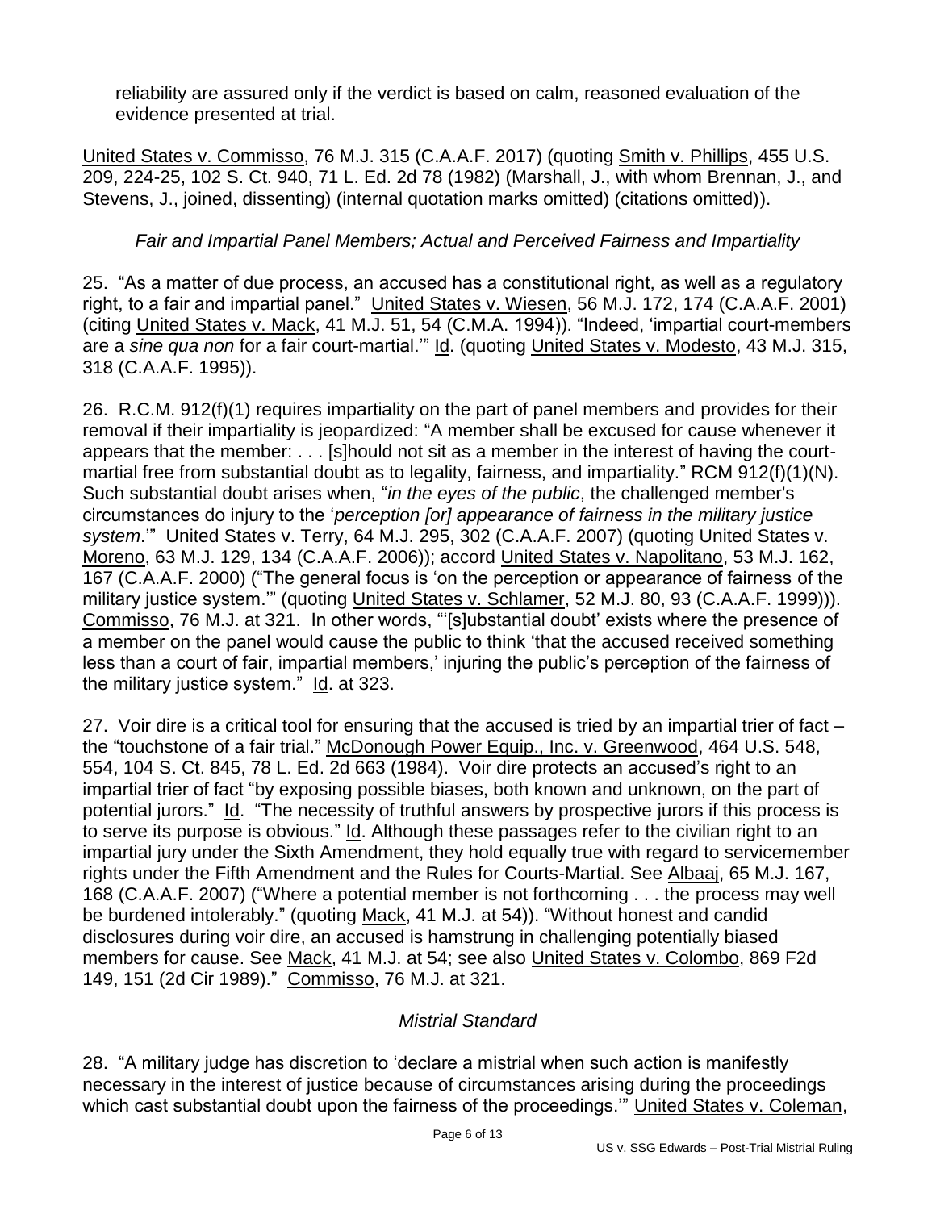reliability are assured only if the verdict is based on calm, reasoned evaluation of the evidence presented at trial.

United States v. Commisso, 76 M.J. 315 (C.A.A.F. 2017) (quoting Smith v. Phillips, 455 U.S. 209, 224-25, 102 S. Ct. 940, 71 L. Ed. 2d 78 (1982) (Marshall, J., with whom Brennan, J., and Stevens, J., joined, dissenting) (internal quotation marks omitted) (citations omitted)).

*Fair and Impartial Panel Members; Actual and Perceived Fairness and Impartiality*

25. "As a matter of due process, an accused has a constitutional right, as well as a regulatory right, to a fair and impartial panel." United States v. Wiesen, 56 M.J. 172, 174 (C.A.A.F. 2001) (citing United States v. Mack, 41 M.J. 51, 54 (C.M.A. 1994)). "Indeed, 'impartial court-members are a *sine qua non* for a fair court-martial.'" Id. (quoting United States v. Modesto, 43 M.J. 315, 318 (C.A.A.F. 1995)).

26. R.C.M. 912(f)(1) requires impartiality on the part of panel members and provides for their removal if their impartiality is jeopardized: "A member shall be excused for cause whenever it appears that the member: . . . [s]hould not sit as a member in the interest of having the court-martial free from substantial doubt as to legality, fairness, and impartiality." RCM 912(f)(1)(N). Such substantial doubt arises when, "*in the eyes of the public*, the challenged member's circumstances do injury to the '*perception [or] appearance of fairness in the military justice system*.'" United States v. Terry, 64 M.J. 295, 302 (C.A.A.F. 2007) (quoting United States v. Moreno, 63 M.J. 129, 134 (C.A.A.F. 2006)); accord United States v. Napolitano, 53 M.J. 162, 167 (C.A.A.F. 2000) ("The general focus is 'on the perception or appearance of fairness of the military justice system.'" (quoting United States v. Schlamer, 52 M.J. 80, 93 (C.A.A.F. 1999))). Commisso, 76 M.J. at 321. In other words, "'[s]ubstantial doubt' exists where the presence of a member on the panel would cause the public to think 'that the accused received something less than a court of fair, impartial members,' injuring the public's perception of the fairness of the military justice system." Id. at 323.

27. Voir dire is a critical tool for ensuring that the accused is tried by an impartial trier of fact – the "touchstone of a fair trial." McDonough Power Equip., Inc. v. Greenwood, 464 U.S. 548, 554, 104 S. Ct. 845, 78 L. Ed. 2d 663 (1984). Voir dire protects an accused's right to an impartial trier of fact "by exposing possible biases, both known and unknown, on the part of potential jurors." Id. "The necessity of truthful answers by prospective jurors if this process is to serve its purpose is obvious." Id. Although these passages refer to the civilian right to an impartial jury under the Sixth Amendment, they hold equally true with regard to servicemember rights under the Fifth Amendment and the Rules for Courts-Martial. See Albaaj, 65 M.J. 167, 168 (C.A.A.F. 2007) ("Where a potential member is not forthcoming . . . the process may well be burdened intolerably." (quoting Mack, 41 M.J. at 54)). "Without honest and candid disclosures during voir dire, an accused is hamstrung in challenging potentially biased members for cause. See Mack, 41 M.J. at 54; see also United States v. Colombo, 869 F2d 149, 151 (2d Cir 1989)." Commisso, 76 M.J. at 321.

*Mistrial Standard*

28. "A military judge has discretion to 'declare a mistrial when such action is manifestly necessary in the interest of justice because of circumstances arising during the proceedings which cast substantial doubt upon the fairness of the proceedings.'" United States v. Coleman,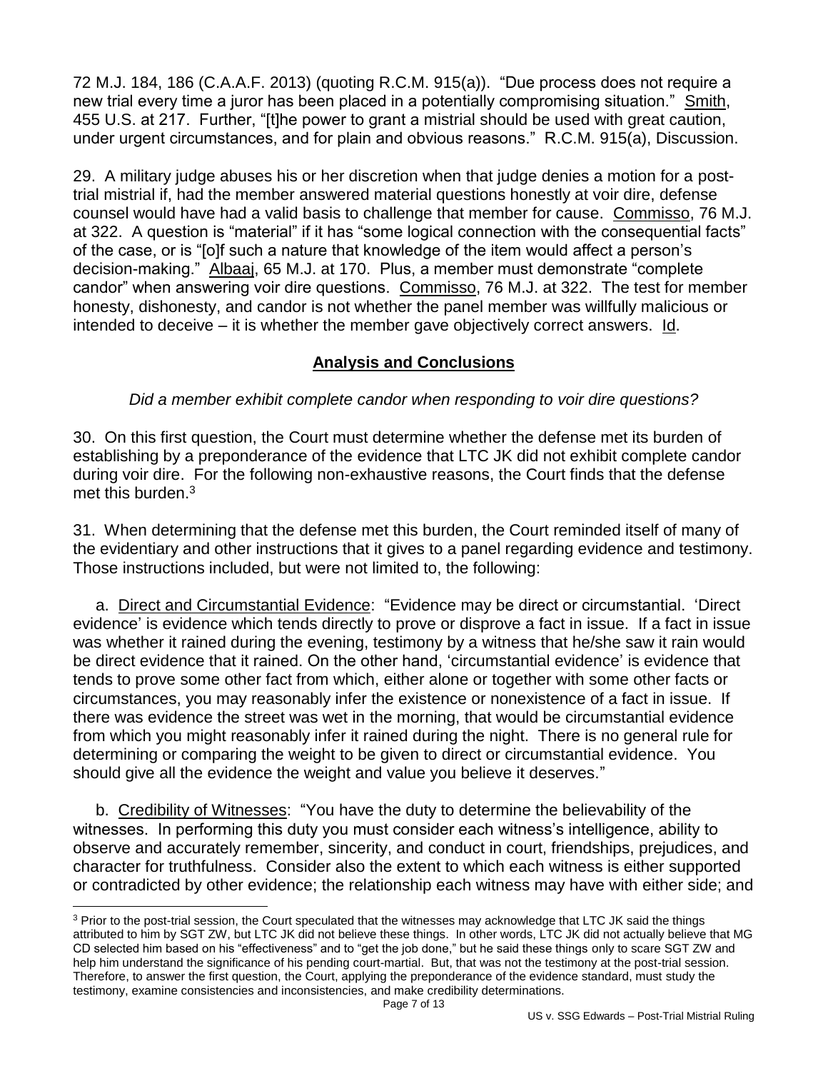72 M.J. 184, 186 (C.A.A.F. 2013) (quoting R.C.M. 915(a)). "Due process does not require a new trial every time a juror has been placed in a potentially compromising situation." Smith, 455 U.S. at 217. Further, "[t]he power to grant a mistrial should be used with great caution, under urgent circumstances, and for plain and obvious reasons." R.C.M. 915(a), Discussion.

29. A military judge abuses his or her discretion when that judge denies a motion for a post-trial mistrial if, had the member answered material questions honestly at voir dire, defense counsel would have had a valid basis to challenge that member for cause. Commisso, 76 M.J. at 322. A question is "material" if it has "some logical connection with the consequential facts" of the case, or is "[o]f such a nature that knowledge of the item would affect a person's decision-making." Albaaj, 65 M.J. at 170. Plus, a member must demonstrate "complete candor" when answering voir dire questions. Commisso, 76 M.J. at 322. The test for member honesty, dishonesty, and candor is not whether the panel member was willfully malicious or intended to deceive – it is whether the member gave objectively correct answers. Id.

## Analysis and Conclusions

*Did a member exhibit complete candor when responding to voir dire questions?*

30. On this first question, the Court must determine whether the defense met its burden of establishing by a preponderance of the evidence that LTC JK did not exhibit complete candor during voir dire. For the following non-exhaustive reasons, the Court finds that the defense met this burden.[3]

31. When determining that the defense met this burden, the Court reminded itself of many of the evidentiary and other instructions that it gives to a panel regarding evidence and testimony. Those instructions included, but were not limited to, the following:

a. Direct and Circumstantial Evidence: "Evidence may be direct or circumstantial. 'Direct evidence' is evidence which tends directly to prove or disprove a fact in issue. If a fact in issue was whether it rained during the evening, testimony by a witness that he/she saw it rain would be direct evidence that it rained. On the other hand, 'circumstantial evidence' is evidence that tends to prove some other fact from which, either alone or together with some other facts or circumstances, you may reasonably infer the existence or nonexistence of a fact in issue. If there was evidence the street was wet in the morning, that would be circumstantial evidence from which you might reasonably infer it rained during the night. There is no general rule for determining or comparing the weight to be given to direct or circumstantial evidence. You should give all the evidence the weight and value you believe it deserves."

b. Credibility of Witnesses: "You have the duty to determine the believability of the witnesses. In performing this duty you must consider each witness's intelligence, ability to observe and accurately remember, sincerity, and conduct in court, friendships, prejudices, and character for truthfulness. Consider also the extent to which each witness is either supported or contradicted by other evidence; the relationship each witness may have with either side; and

[3] Prior to the post-trial session, the Court speculated that the witnesses may acknowledge that LTC JK said the things attributed to him by SGT ZW, but LTC JK did not believe these things. In other words, LTC JK did not actually believe that MG CD selected him based on his "effectiveness" and to "get the job done," but he said these things only to scare SGT ZW and help him understand the significance of his pending court-martial. But, that was not the testimony at the post-trial session. Therefore, to answer the first question, the Court, applying the preponderance of the evidence standard, must study the testimony, examine consistencies and inconsistencies, and make credibility determinations.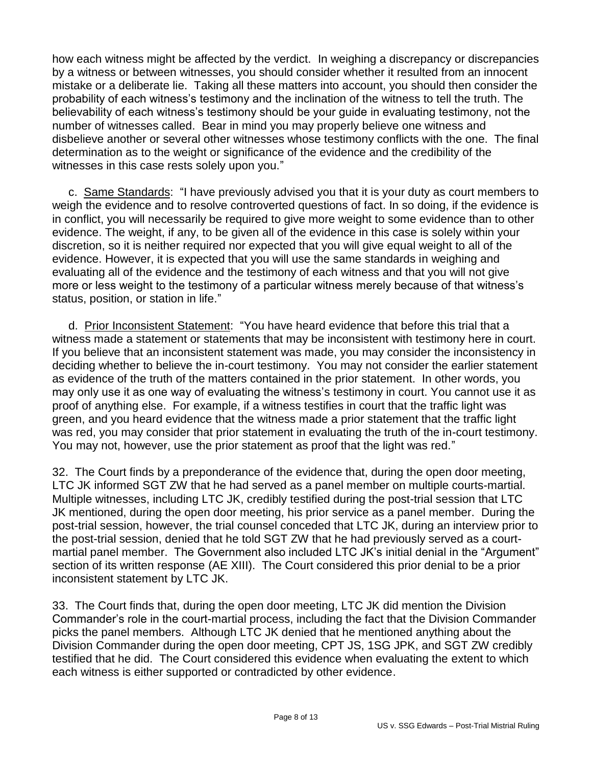how each witness might be affected by the verdict. In weighing a discrepancy or discrepancies by a witness or between witnesses, you should consider whether it resulted from an innocent mistake or a deliberate lie. Taking all these matters into account, you should then consider the probability of each witness's testimony and the inclination of the witness to tell the truth. The believability of each witness's testimony should be your guide in evaluating testimony, not the number of witnesses called. Bear in mind you may properly believe one witness and disbelieve another or several other witnesses whose testimony conflicts with the one. The final determination as to the weight or significance of the evidence and the credibility of the witnesses in this case rests solely upon you."

c. <u>Same Standards</u>: "I have previously advised you that it is your duty as court members to weigh the evidence and to resolve controverted questions of fact. In so doing, if the evidence is in conflict, you will necessarily be required to give more weight to some evidence than to other evidence. The weight, if any, to be given all of the evidence in this case is solely within your discretion, so it is neither required nor expected that you will give equal weight to all of the evidence. However, it is expected that you will use the same standards in weighing and evaluating all of the evidence and the testimony of each witness and that you will not give more or less weight to the testimony of a particular witness merely because of that witness's status, position, or station in life."

d. <u>Prior Inconsistent Statement</u>: "You have heard evidence that before this trial that a witness made a statement or statements that may be inconsistent with testimony here in court. If you believe that an inconsistent statement was made, you may consider the inconsistency in deciding whether to believe the in-court testimony. You may not consider the earlier statement as evidence of the truth of the matters contained in the prior statement. In other words, you may only use it as one way of evaluating the witness's testimony in court. You cannot use it as proof of anything else. For example, if a witness testifies in court that the traffic light was green, and you heard evidence that the witness made a prior statement that the traffic light was red, you may consider that prior statement in evaluating the truth of the in-court testimony. You may not, however, use the prior statement as proof that the light was red."

32. The Court finds by a preponderance of the evidence that, during the open door meeting, LTC JK informed SGT ZW that he had served as a panel member on multiple courts-martial. Multiple witnesses, including LTC JK, credibly testified during the post-trial session that LTC JK mentioned, during the open door meeting, his prior service as a panel member. During the post-trial session, however, the trial counsel conceded that LTC JK, during an interview prior to the post-trial session, denied that he told SGT ZW that he had previously served as a court-martial panel member. The Government also included LTC JK's initial denial in the "Argument" section of its written response (AE XIII). The Court considered this prior denial to be a prior inconsistent statement by LTC JK.

33. The Court finds that, during the open door meeting, LTC JK did mention the Division Commander's role in the court-martial process, including the fact that the Division Commander picks the panel members. Although LTC JK denied that he mentioned anything about the Division Commander during the open door meeting, CPT JS, 1SG JPK, and SGT ZW credibly testified that he did. The Court considered this evidence when evaluating the extent to which each witness is either supported or contradicted by other evidence.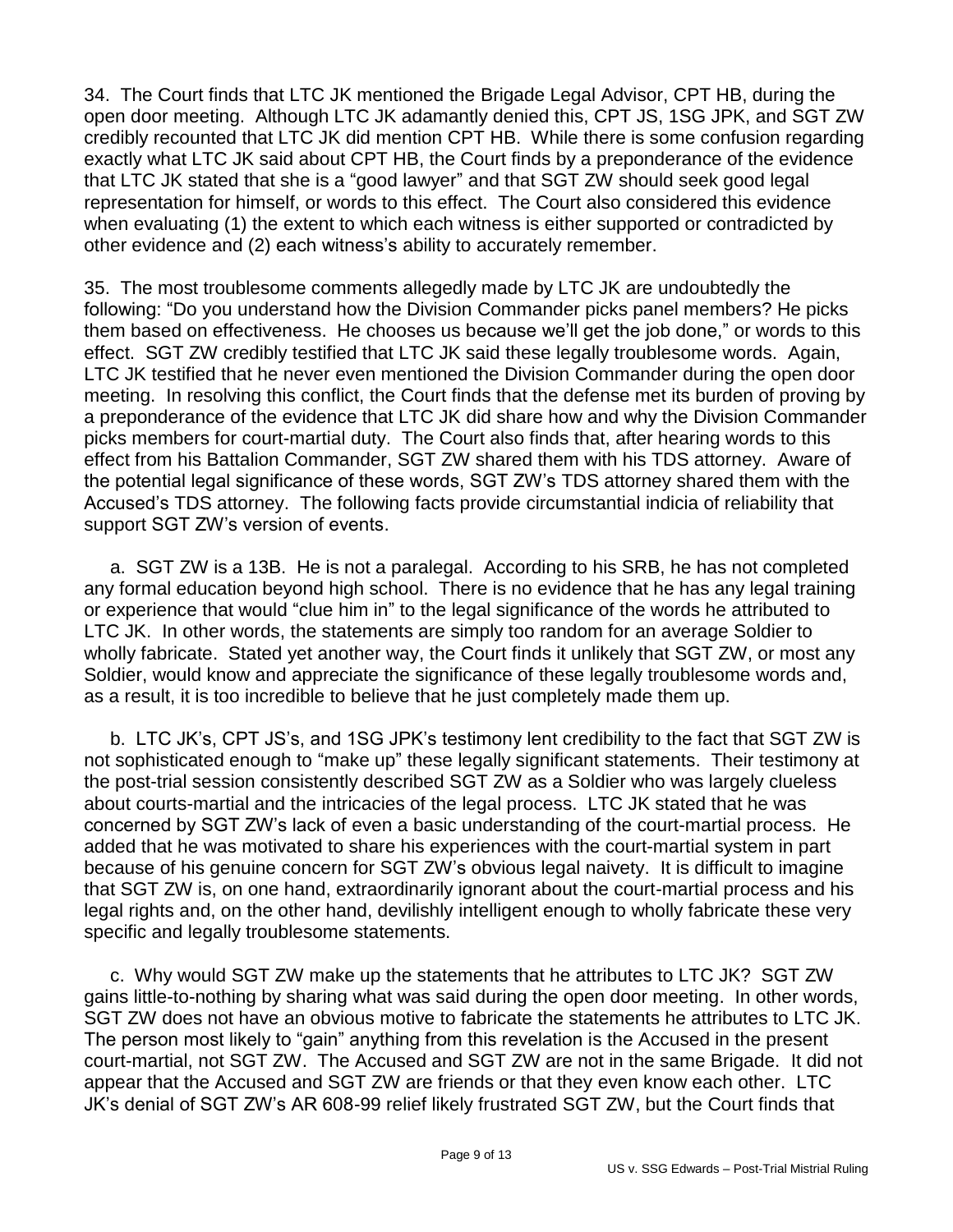34. The Court finds that LTC JK mentioned the Brigade Legal Advisor, CPT HB, during the open door meeting. Although LTC JK adamantly denied this, CPT JS, 1SG JPK, and SGT ZW credibly recounted that LTC JK did mention CPT HB. While there is some confusion regarding exactly what LTC JK said about CPT HB, the Court finds by a preponderance of the evidence that LTC JK stated that she is a "good lawyer" and that SGT ZW should seek good legal representation for himself, or words to this effect. The Court also considered this evidence when evaluating (1) the extent to which each witness is either supported or contradicted by other evidence and (2) each witness's ability to accurately remember.

35. The most troublesome comments allegedly made by LTC JK are undoubtedly the following: "Do you understand how the Division Commander picks panel members? He picks them based on effectiveness. He chooses us because we'll get the job done," or words to this effect. SGT ZW credibly testified that LTC JK said these legally troublesome words. Again, LTC JK testified that he never even mentioned the Division Commander during the open door meeting. In resolving this conflict, the Court finds that the defense met its burden of proving by a preponderance of the evidence that LTC JK did share how and why the Division Commander picks members for court-martial duty. The Court also finds that, after hearing words to this effect from his Battalion Commander, SGT ZW shared them with his TDS attorney. Aware of the potential legal significance of these words, SGT ZW's TDS attorney shared them with the Accused's TDS attorney. The following facts provide circumstantial indicia of reliability that support SGT ZW's version of events.

a. SGT ZW is a 13B. He is not a paralegal. According to his SRB, he has not completed any formal education beyond high school. There is no evidence that he has any legal training or experience that would "clue him in" to the legal significance of the words he attributed to LTC JK. In other words, the statements are simply too random for an average Soldier to wholly fabricate. Stated yet another way, the Court finds it unlikely that SGT ZW, or most any Soldier, would know and appreciate the significance of these legally troublesome words and, as a result, it is too incredible to believe that he just completely made them up.

b. LTC JK's, CPT JS's, and 1SG JPK's testimony lent credibility to the fact that SGT ZW is not sophisticated enough to "make up" these legally significant statements. Their testimony at the post-trial session consistently described SGT ZW as a Soldier who was largely clueless about courts-martial and the intricacies of the legal process. LTC JK stated that he was concerned by SGT ZW's lack of even a basic understanding of the court-martial process. He added that he was motivated to share his experiences with the court-martial system in part because of his genuine concern for SGT ZW's obvious legal naivety. It is difficult to imagine that SGT ZW is, on one hand, extraordinarily ignorant about the court-martial process and his legal rights and, on the other hand, devilishly intelligent enough to wholly fabricate these very specific and legally troublesome statements.

c. Why would SGT ZW make up the statements that he attributes to LTC JK? SGT ZW gains little-to-nothing by sharing what was said during the open door meeting. In other words, SGT ZW does not have an obvious motive to fabricate the statements he attributes to LTC JK. The person most likely to "gain" anything from this revelation is the Accused in the present court-martial, not SGT ZW. The Accused and SGT ZW are not in the same Brigade. It did not appear that the Accused and SGT ZW are friends or that they even know each other. LTC JK's denial of SGT ZW's AR 608-99 relief likely frustrated SGT ZW, but the Court finds that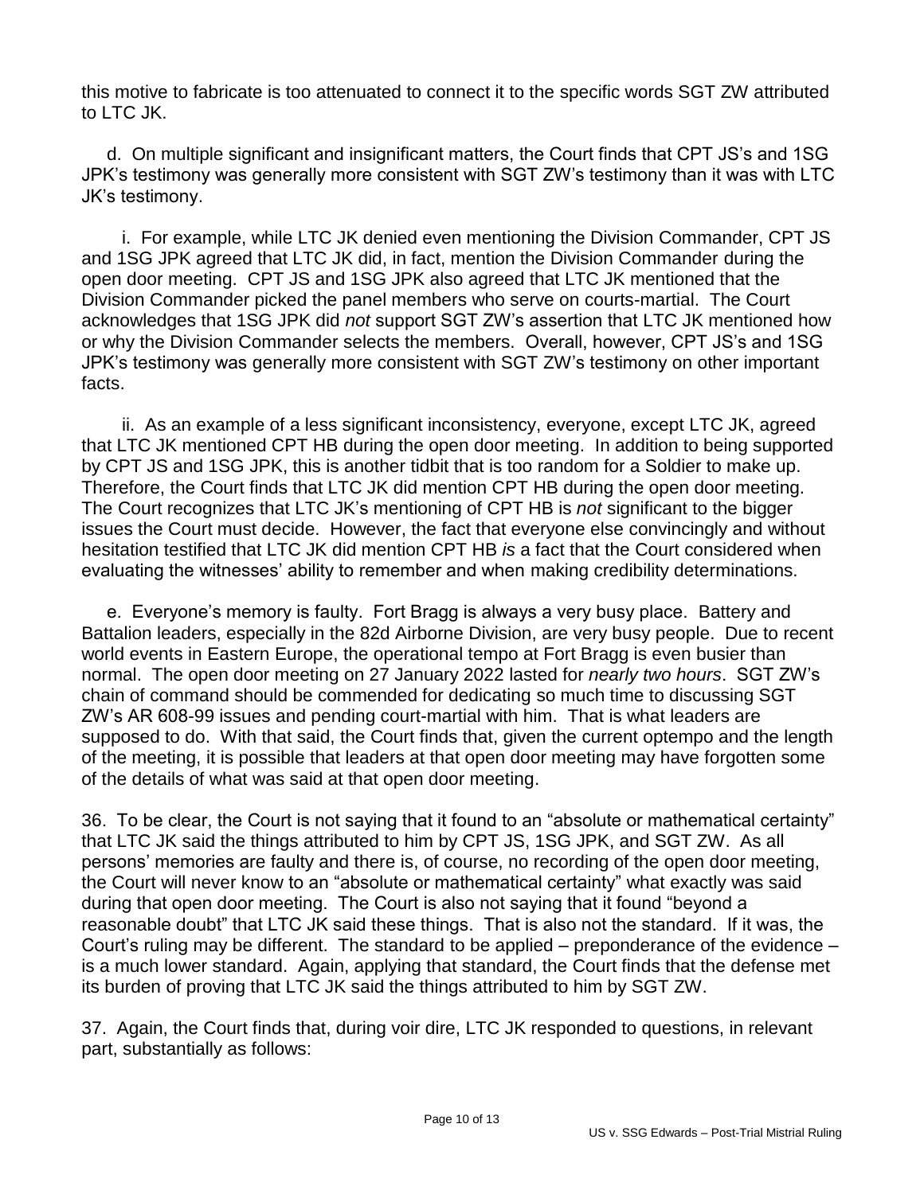this motive to fabricate is too attenuated to connect it to the specific words SGT ZW attributed to LTC JK.

d. On multiple significant and insignificant matters, the Court finds that CPT JS's and 1SG JPK's testimony was generally more consistent with SGT ZW's testimony than it was with LTC JK's testimony.

i. For example, while LTC JK denied even mentioning the Division Commander, CPT JS and 1SG JPK agreed that LTC JK did, in fact, mention the Division Commander during the open door meeting. CPT JS and 1SG JPK also agreed that LTC JK mentioned that the Division Commander picked the panel members who serve on courts-martial. The Court acknowledges that 1SG JPK did *not* support SGT ZW's assertion that LTC JK mentioned how or why the Division Commander selects the members. Overall, however, CPT JS's and 1SG JPK's testimony was generally more consistent with SGT ZW's testimony on other important facts.

ii. As an example of a less significant inconsistency, everyone, except LTC JK, agreed that LTC JK mentioned CPT HB during the open door meeting. In addition to being supported by CPT JS and 1SG JPK, this is another tidbit that is too random for a Soldier to make up. Therefore, the Court finds that LTC JK did mention CPT HB during the open door meeting. The Court recognizes that LTC JK's mentioning of CPT HB is *not* significant to the bigger issues the Court must decide. However, the fact that everyone else convincingly and without hesitation testified that LTC JK did mention CPT HB *is* a fact that the Court considered when evaluating the witnesses' ability to remember and when making credibility determinations.

e. Everyone's memory is faulty. Fort Bragg is always a very busy place. Battery and Battalion leaders, especially in the 82d Airborne Division, are very busy people. Due to recent world events in Eastern Europe, the operational tempo at Fort Bragg is even busier than normal. The open door meeting on 27 January 2022 lasted for *nearly two hours*. SGT ZW's chain of command should be commended for dedicating so much time to discussing SGT ZW's AR 608-99 issues and pending court-martial with him. That is what leaders are supposed to do. With that said, the Court finds that, given the current optempo and the length of the meeting, it is possible that leaders at that open door meeting may have forgotten some of the details of what was said at that open door meeting.

36. To be clear, the Court is not saying that it found to an "absolute or mathematical certainty" that LTC JK said the things attributed to him by CPT JS, 1SG JPK, and SGT ZW. As all persons' memories are faulty and there is, of course, no recording of the open door meeting, the Court will never know to an "absolute or mathematical certainty" what exactly was said during that open door meeting. The Court is also not saying that it found "beyond a reasonable doubt" that LTC JK said these things. That is also not the standard. If it was, the Court's ruling may be different. The standard to be applied – preponderance of the evidence – is a much lower standard. Again, applying that standard, the Court finds that the defense met its burden of proving that LTC JK said the things attributed to him by SGT ZW.

37. Again, the Court finds that, during voir dire, LTC JK responded to questions, in relevant part, substantially as follows: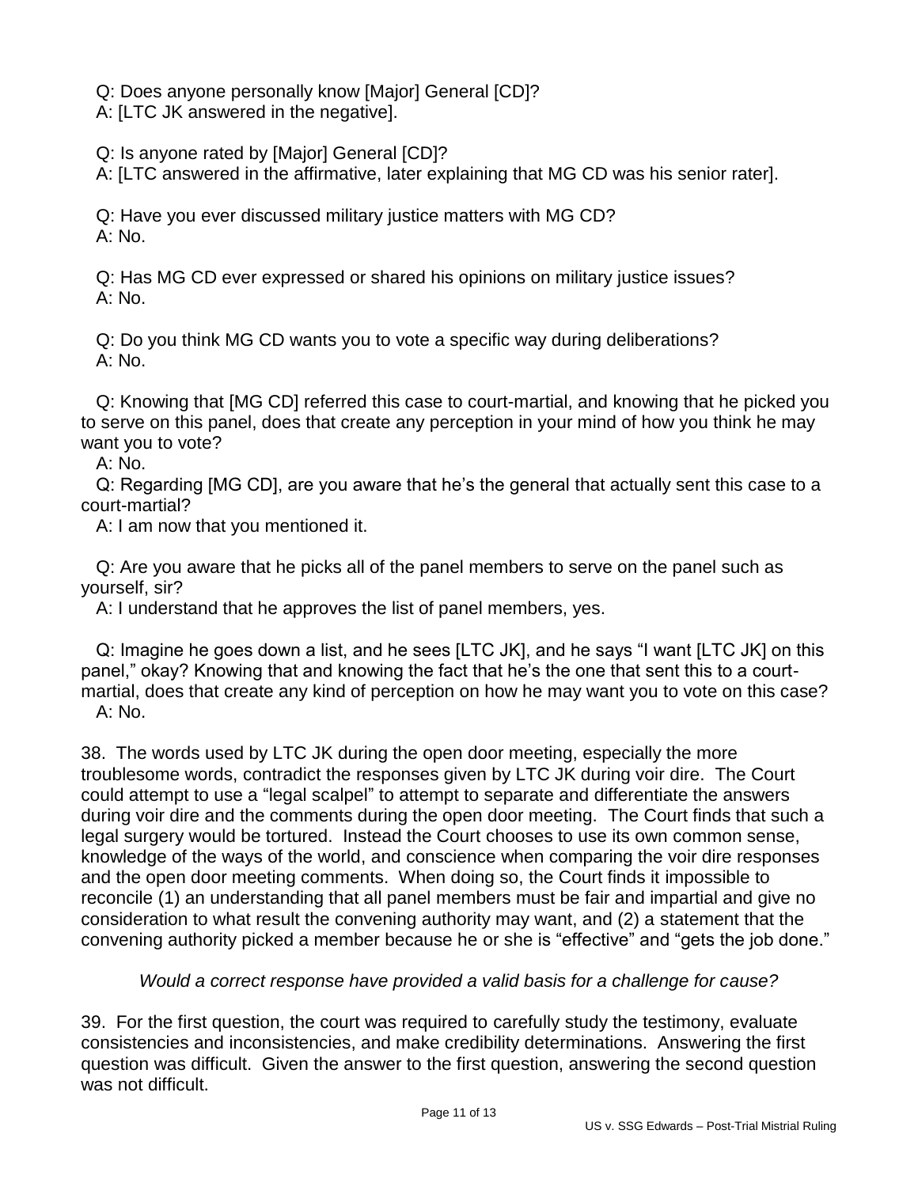Q: Does anyone personally know [Major] General [CD]?
A: [LTC JK answered in the negative].

Q: Is anyone rated by [Major] General [CD]?
A: [LTC answered in the affirmative, later explaining that MG CD was his senior rater].

Q: Have you ever discussed military justice matters with MG CD?
A: No.

Q: Has MG CD ever expressed or shared his opinions on military justice issues?
A: No.

Q: Do you think MG CD wants you to vote a specific way during deliberations?
A: No.

Q: Knowing that [MG CD] referred this case to court-martial, and knowing that he picked you to serve on this panel, does that create any perception in your mind of how you think he may want you to vote?
A: No.

Q: Regarding [MG CD], are you aware that he's the general that actually sent this case to a court-martial?
A: I am now that you mentioned it.

Q: Are you aware that he picks all of the panel members to serve on the panel such as yourself, sir?
A: I understand that he approves the list of panel members, yes.

Q: Imagine he goes down a list, and he sees [LTC JK], and he says "I want [LTC JK] on this panel," okay? Knowing that and knowing the fact that he's the one that sent this to a court-martial, does that create any kind of perception on how he may want you to vote on this case?
A: No.

38. The words used by LTC JK during the open door meeting, especially the more troublesome words, contradict the responses given by LTC JK during voir dire. The Court could attempt to use a "legal scalpel" to attempt to separate and differentiate the answers during voir dire and the comments during the open door meeting. The Court finds that such a legal surgery would be tortured. Instead the Court chooses to use its own common sense, knowledge of the ways of the world, and conscience when comparing the voir dire responses and the open door meeting comments. When doing so, the Court finds it impossible to reconcile (1) an understanding that all panel members must be fair and impartial and give no consideration to what result the convening authority may want, and (2) a statement that the convening authority picked a member because he or she is "effective" and "gets the job done."

*Would a correct response have provided a valid basis for a challenge for cause?*

39. For the first question, the court was required to carefully study the testimony, evaluate consistencies and inconsistencies, and make credibility determinations. Answering the first question was difficult. Given the answer to the first question, answering the second question was not difficult.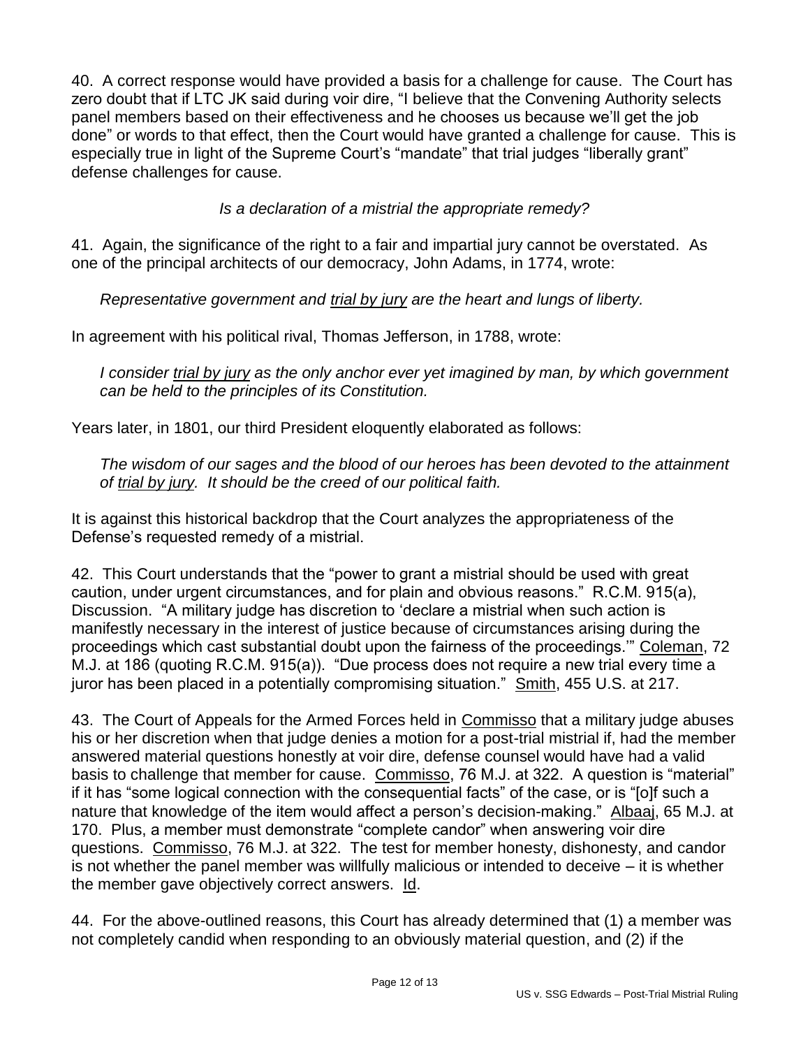40. A correct response would have provided a basis for a challenge for cause. The Court has zero doubt that if LTC JK said during voir dire, "I believe that the Convening Authority selects panel members based on their effectiveness and he chooses us because we'll get the job done" or words to that effect, then the Court would have granted a challenge for cause. This is especially true in light of the Supreme Court's "mandate" that trial judges "liberally grant" defense challenges for cause.

*Is a declaration of a mistrial the appropriate remedy?*

41. Again, the significance of the right to a fair and impartial jury cannot be overstated. As one of the principal architects of our democracy, John Adams, in 1774, wrote:

> *Representative government and <u>trial by jury</u> are the heart and lungs of liberty.*

In agreement with his political rival, Thomas Jefferson, in 1788, wrote:

> *I consider <u>trial by jury</u> as the only anchor ever yet imagined by man, by which government can be held to the principles of its Constitution.*

Years later, in 1801, our third President eloquently elaborated as follows:

> *The wisdom of our sages and the blood of our heroes has been devoted to the attainment of <u>trial by jury</u>. It should be the creed of our political faith.*

It is against this historical backdrop that the Court analyzes the appropriateness of the Defense's requested remedy of a mistrial.

42. This Court understands that the "power to grant a mistrial should be used with great caution, under urgent circumstances, and for plain and obvious reasons." R.C.M. 915(a), Discussion. "A military judge has discretion to 'declare a mistrial when such action is manifestly necessary in the interest of justice because of circumstances arising during the proceedings which cast substantial doubt upon the fairness of the proceedings.'" <u>Coleman</u>, 72 M.J. at 186 (quoting R.C.M. 915(a)). "Due process does not require a new trial every time a juror has been placed in a potentially compromising situation." <u>Smith</u>, 455 U.S. at 217.

43. The Court of Appeals for the Armed Forces held in <u>Commisso</u> that a military judge abuses his or her discretion when that judge denies a motion for a post-trial mistrial if, had the member answered material questions honestly at voir dire, defense counsel would have had a valid basis to challenge that member for cause. <u>Commisso</u>, 76 M.J. at 322. A question is "material" if it has "some logical connection with the consequential facts" of the case, or is "[o]f such a nature that knowledge of the item would affect a person's decision-making." <u>Albaaj</u>, 65 M.J. at 170. Plus, a member must demonstrate "complete candor" when answering voir dire questions. <u>Commisso</u>, 76 M.J. at 322. The test for member honesty, dishonesty, and candor is not whether the panel member was willfully malicious or intended to deceive – it is whether the member gave objectively correct answers. <u>Id</u>.

44. For the above-outlined reasons, this Court has already determined that (1) a member was not completely candid when responding to an obviously material question, and (2) if the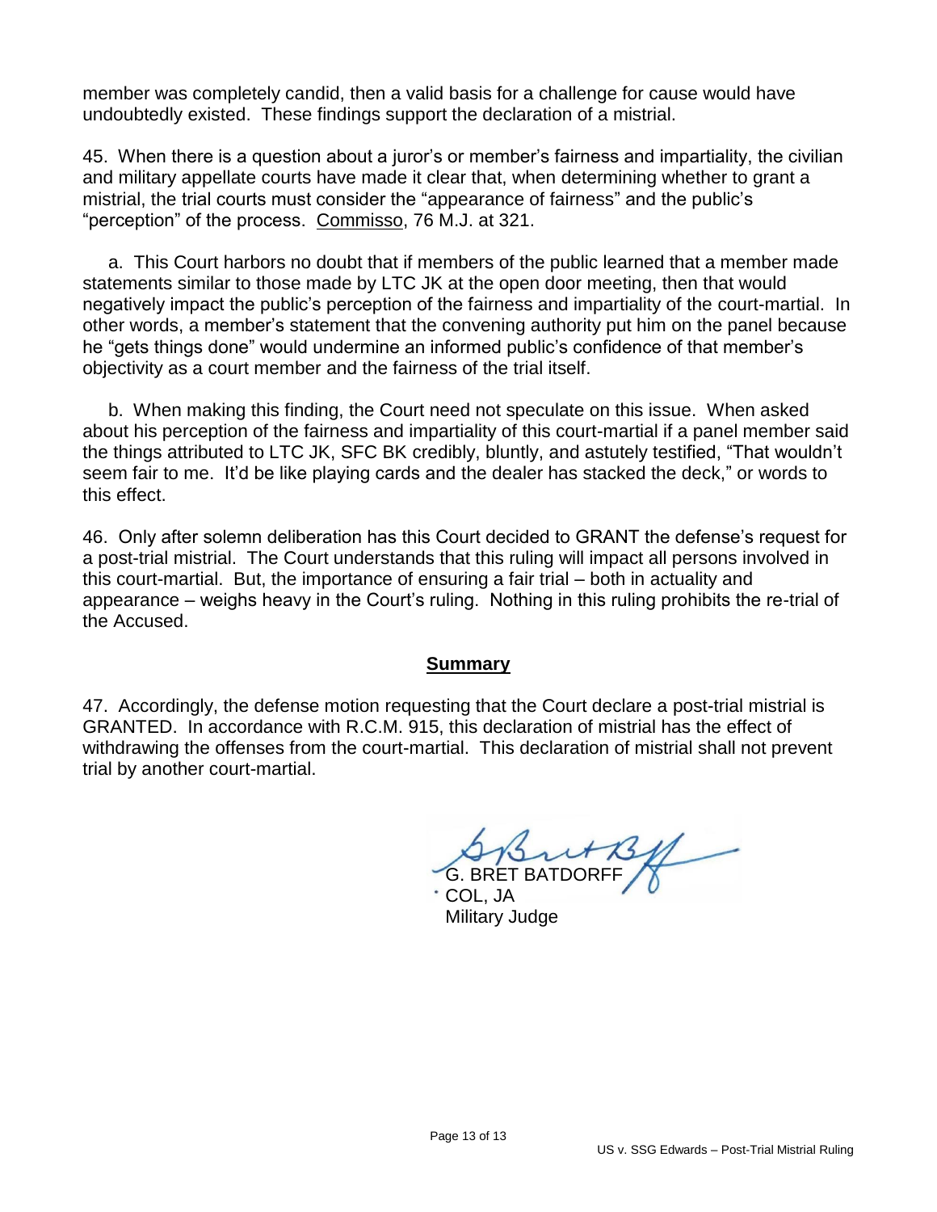member was completely candid, then a valid basis for a challenge for cause would have undoubtedly existed. These findings support the declaration of a mistrial.

45. When there is a question about a juror's or member's fairness and impartiality, the civilian and military appellate courts have made it clear that, when determining whether to grant a mistrial, the trial courts must consider the "appearance of fairness" and the public's "perception" of the process. Commisso, 76 M.J. at 321.

a. This Court harbors no doubt that if members of the public learned that a member made statements similar to those made by LTC JK at the open door meeting, then that would negatively impact the public's perception of the fairness and impartiality of the court-martial. In other words, a member's statement that the convening authority put him on the panel because he "gets things done" would undermine an informed public's confidence of that member's objectivity as a court member and the fairness of the trial itself.

b. When making this finding, the Court need not speculate on this issue. When asked about his perception of the fairness and impartiality of this court-martial if a panel member said the things attributed to LTC JK, SFC BK credibly, bluntly, and astutely testified, "That wouldn't seem fair to me. It'd be like playing cards and the dealer has stacked the deck," or words to this effect.

46. Only after solemn deliberation has this Court decided to GRANT the defense's request for a post-trial mistrial. The Court understands that this ruling will impact all persons involved in this court-martial. But, the importance of ensuring a fair trial – both in actuality and appearance – weighs heavy in the Court's ruling. Nothing in this ruling prohibits the re-trial of the Accused.

## Summary

47. Accordingly, the defense motion requesting that the Court declare a post-trial mistrial is GRANTED. In accordance with R.C.M. 915, this declaration of mistrial has the effect of withdrawing the offenses from the court-martial. This declaration of mistrial shall not prevent trial by another court-martial.

G. BRET BATDORFF
COL, JA
Military Judge